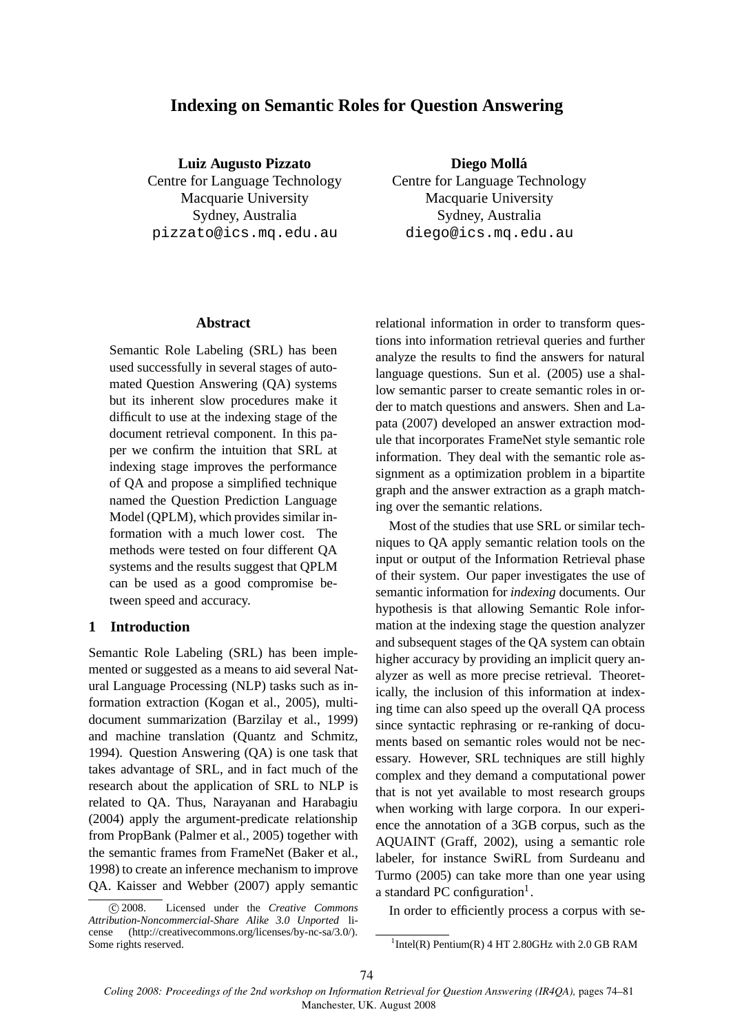# Indexing on Semantic Roles for Question Answering

**Luiz Augusto Pizzato**
Centre for Language Technology
Macquarie University
Sydney, Australia
pizzato@ics.mq.edu.au

**Diego Mollá**
Centre for Language Technology
Macquarie University
Sydney, Australia
diego@ics.mq.edu.au

## Abstract

Semantic Role Labeling (SRL) has been used successfully in several stages of automated Question Answering (QA) systems but its inherent slow procedures make it difficult to use at the indexing stage of the document retrieval component. In this paper we confirm the intuition that SRL at indexing stage improves the performance of QA and propose a simplified technique named the Question Prediction Language Model (QPLM), which provides similar information with a much lower cost. The methods were tested on four different QA systems and the results suggest that QPLM can be used as a good compromise between speed and accuracy.

## 1 Introduction

Semantic Role Labeling (SRL) has been implemented or suggested as a means to aid several Natural Language Processing (NLP) tasks such as information extraction (Kogan et al., 2005), multi-document summarization (Barzilay et al., 1999) and machine translation (Quantz and Schmitz, 1994). Question Answering (QA) is one task that takes advantage of SRL, and in fact much of the research about the application of SRL to NLP is related to QA. Thus, Narayanan and Harabagiu (2004) apply the argument-predicate relationship from PropBank (Palmer et al., 2005) together with the semantic frames from FrameNet (Baker et al., 1998) to create an inference mechanism to improve QA. Kaisser and Webber (2007) apply semantic relational information in order to transform questions into information retrieval queries and further analyze the results to find the answers for natural language questions. Sun et al. (2005) use a shallow semantic parser to create semantic roles in order to match questions and answers. Shen and Lapata (2007) developed an answer extraction module that incorporates FrameNet style semantic role information. They deal with the semantic role assignment as a optimization problem in a bipartite graph and the answer extraction as a graph matching over the semantic relations.

Most of the studies that use SRL or similar techniques to QA apply semantic relation tools on the input or output of the Information Retrieval phase of their system. Our paper investigates the use of semantic information for *indexing* documents. Our hypothesis is that allowing Semantic Role information at the indexing stage the question analyzer and subsequent stages of the QA system can obtain higher accuracy by providing an implicit query analyzer as well as more precise retrieval. Theoretically, the inclusion of this information at indexing time can also speed up the overall QA process since syntactic rephrasing or re-ranking of documents based on semantic roles would not be necessary. However, SRL techniques are still highly complex and they demand a computational power that is not yet available to most research groups when working with large corpora. In our experience the annotation of a 3GB corpus, such as the AQUAINT (Graff, 2002), using a semantic role labeler, for instance SwiRL from Surdeanu and Turmo (2005) can take more than one year using a standard PC configuration[1].

In order to efficiently process a corpus with se-

© 2008. Licensed under the *Creative Commons Attribution-Noncommercial-Share Alike 3.0 Unported* license (http://creativecommons.org/licenses/by-nc-sa/3.0/). Some rights reserved.

[1] Intel(R) Pentium(R) 4 HT 2.80GHz with 2.0 GB RAM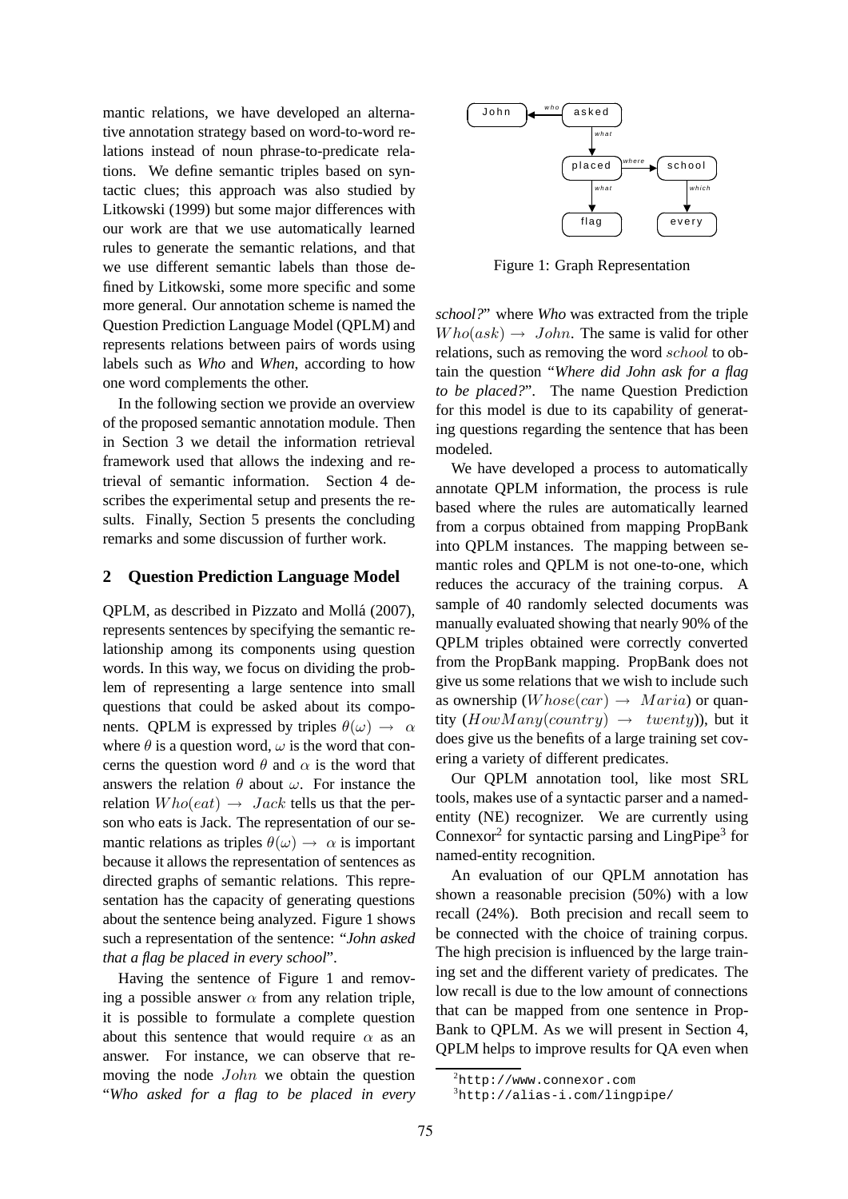mantic relations, we have developed an alternative annotation strategy based on word-to-word relations instead of noun phrase-to-predicate relations. We define semantic triples based on syntactic clues; this approach was also studied by Litkowski (1999) but some major differences with our work are that we use automatically learned rules to generate the semantic relations, and that we use different semantic labels than those defined by Litkowski, some more specific and some more general. Our annotation scheme is named the Question Prediction Language Model (QPLM) and represents relations between pairs of words using labels such as *Who* and *When*, according to how one word complements the other.

In the following section we provide an overview of the proposed semantic annotation module. Then in Section 3 we detail the information retrieval framework used that allows the indexing and retrieval of semantic information. Section 4 describes the experimental setup and presents the results. Finally, Section 5 presents the concluding remarks and some discussion of further work.

## 2 Question Prediction Language Model

QPLM, as described in Pizzato and Mollá (2007), represents sentences by specifying the semantic relationship among its components using question words. In this way, we focus on dividing the problem of representing a large sentence into small questions that could be asked about its components. QPLM is expressed by triples $\theta(\omega) \rightarrow \alpha$ where $\theta$ is a question word, $\omega$ is the word that concerns the question word $\theta$ and $\alpha$ is the word that answers the relation $\theta$ about $\omega$. For instance the relation $Who(eat) \rightarrow Jack$ tells us that the person who eats is Jack. The representation of our semantic relations as triples $\theta(\omega) \rightarrow \alpha$ is important because it allows the representation of sentences as directed graphs of semantic relations. This representation has the capacity of generating questions about the sentence being analyzed. Figure 1 shows such a representation of the sentence: "*John asked that a flag be placed in every school*".

Having the sentence of Figure 1 and removing a possible answer $\alpha$ from any relation triple, it is possible to formulate a complete question about this sentence that would require $\alpha$ as an answer. For instance, we can observe that removing the node $John$ we obtain the question "*Who asked for a flag to be placed in every school?*" where *Who* was extracted from the triple $Who(ask) \rightarrow John$. The same is valid for other relations, such as removing the word $school$ to obtain the question "*Where did John ask for a flag to be placed?*". The name Question Prediction for this model is due to its capability of generating questions regarding the sentence that has been modeled.

Figure 1: Graph Representation

We have developed a process to automatically annotate QPLM information, the process is rule based where the rules are automatically learned from a corpus obtained from mapping PropBank into QPLM instances. The mapping between semantic roles and QPLM is not one-to-one, which reduces the accuracy of the training corpus. A sample of 40 randomly selected documents was manually evaluated showing that nearly 90% of the QPLM triples obtained were correctly converted from the PropBank mapping. PropBank does not give us some relations that we wish to include such as ownership ($Whose(car) \rightarrow Maria$) or quantity ($HowMany(country) \rightarrow twenty$)), but it does give us the benefits of a large training set covering a variety of different predicates.

Our QPLM annotation tool, like most SRL tools, makes use of a syntactic parser and a named-entity (NE) recognizer. We are currently using Connexor[2] for syntactic parsing and LingPipe[3] for named-entity recognition.

An evaluation of our QPLM annotation has shown a reasonable precision (50%) with a low recall (24%). Both precision and recall seem to be connected with the choice of training corpus. The high precision is influenced by the large training set and the different variety of predicates. The low recall is due to the low amount of connections that can be mapped from one sentence in PropBank to QPLM. As we will present in Section 4, QPLM helps to improve results for QA even when

[2] http://www.connexor.com

[3] http://alias-i.com/lingpipe/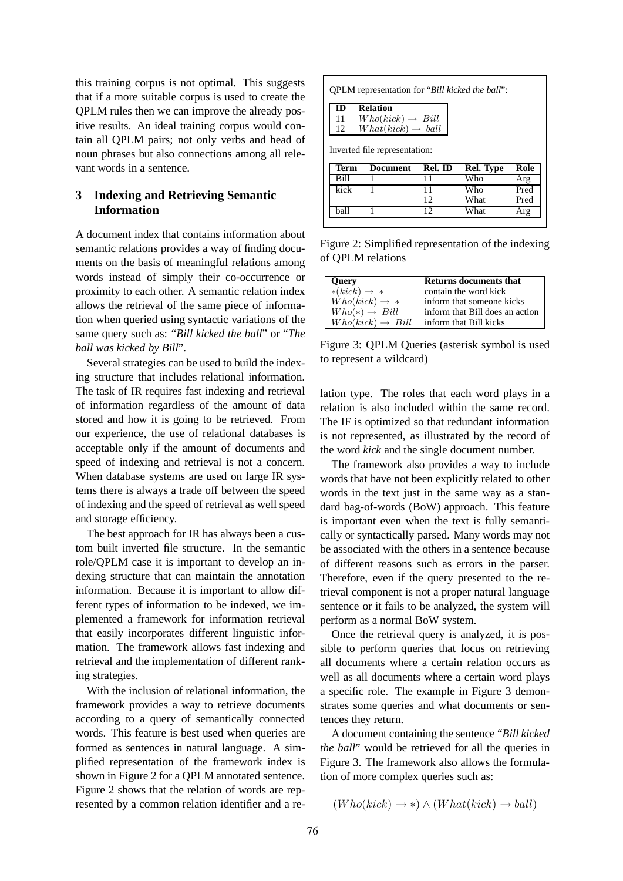this training corpus is not optimal. This suggests that if a more suitable corpus is used to create the QPLM rules then we can improve the already positive results. An ideal training corpus would contain all QPLM pairs; not only verbs and head of noun phrases but also connections among all relevant words in a sentence.

## 3 Indexing and Retrieving Semantic Information

A document index that contains information about semantic relations provides a way of finding documents on the basis of meaningful relations among words instead of simply their co-occurrence or proximity to each other. A semantic relation index allows the retrieval of the same piece of information when queried using syntactic variations of the same query such as: "*Bill kicked the ball*" or "*The ball was kicked by Bill*".

Several strategies can be used to build the indexing structure that includes relational information. The task of IR requires fast indexing and retrieval of information regardless of the amount of data stored and how it is going to be retrieved. From our experience, the use of relational databases is acceptable only if the amount of documents and speed of indexing and retrieval is not a concern. When database systems are used on large IR systems there is always a trade off between the speed of indexing and the speed of retrieval as well speed and storage efficiency.

The best approach for IR has always been a custom built inverted file structure. In the semantic role/QPLM case it is important to develop an indexing structure that can maintain the annotation information. Because it is important to allow different types of information to be indexed, we implemented a framework for information retrieval that easily incorporates different linguistic information. The framework allows fast indexing and retrieval and the implementation of different ranking strategies.

With the inclusion of relational information, the framework provides a way to retrieve documents according to a query of semantically connected words. This feature is best used when queries are formed as sentences in natural language. A simplified representation of the framework index is shown in Figure 2 for a QPLM annotated sentence. Figure 2 shows that the relation of words are represented by a common relation identifier and a relation type. The roles that each word plays in a relation is also included within the same record. The IF is optimized so that redundant information is not represented, as illustrated by the record of the word *kick* and the single document number.

QPLM representation for "*Bill kicked the ball*":

| ID | Relation |
|---|---|
| 11 | $Who(kick) \rightarrow Bill$ |
| 12 | $What(kick) \rightarrow ball$ |

Inverted file representation:

| Term | Document | Rel. ID | Rel. Type | Role |
|---|---|---|---|---|
| Bill | 1 | 11 | Who | Arg |
| kick | 1 | 11 | Who | Pred |
| | | 12 | What | Pred |
| ball | 1 | 12 | What | Arg |

Figure 2: Simplified representation of the indexing of QPLM relations

| Query | Returns documents that |
|---|---|
| $*(kick) \rightarrow *$ | contain the word kick |
| $Who(kick) \rightarrow *$ | inform that someone kicks |
| $Who(*) \rightarrow Bill$ | inform that Bill does an action |
| $Who(kick) \rightarrow Bill$ | inform that Bill kicks |

Figure 3: QPLM Queries (asterisk symbol is used to represent a wildcard)

The framework also provides a way to include words that have not been explicitly related to other words in the text just in the same way as a standard bag-of-words (BoW) approach. This feature is important even when the text is fully semantically or syntactically parsed. Many words may not be associated with the others in a sentence because of different reasons such as errors in the parser. Therefore, even if the query presented to the retrieval component is not a proper natural language sentence or it fails to be analyzed, the system will perform as a normal BoW system.

Once the retrieval query is analyzed, it is possible to perform queries that focus on retrieving all documents where a certain relation occurs as well as all documents where a certain word plays a specific role. The example in Figure 3 demonstrates some queries and what documents or sentences they return.

A document containing the sentence "*Bill kicked the ball*" would be retrieved for all the queries in Figure 3. The framework also allows the formulation of more complex queries such as:

$$(Who(kick) \rightarrow *) \wedge (What(kick) \rightarrow ball)$$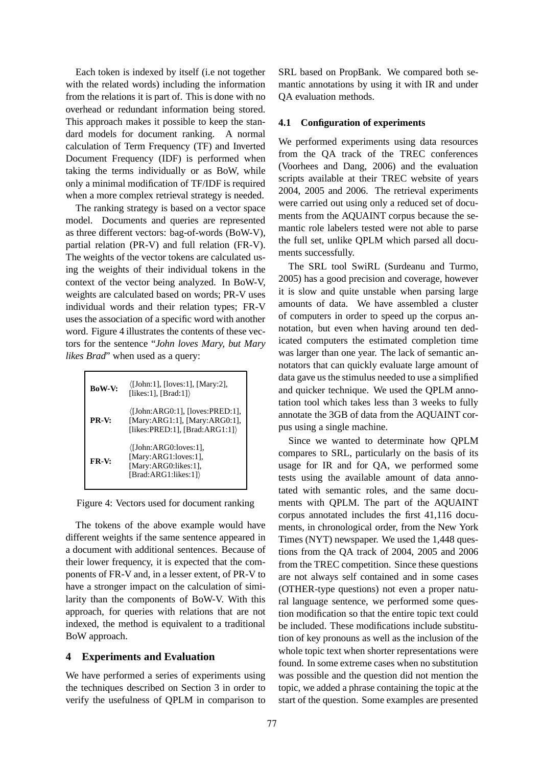Each token is indexed by itself (i.e not together with the related words) including the information from the relations it is part of. This is done with no overhead or redundant information being stored. This approach makes it possible to keep the standard models for document ranking. A normal calculation of Term Frequency (TF) and Inverted Document Frequency (IDF) is performed when taking the terms individually or as BoW, while only a minimal modification of TF/IDF is required when a more complex retrieval strategy is needed.

The ranking strategy is based on a vector space model. Documents and queries are represented as three different vectors: bag-of-words (BoW-V), partial relation (PR-V) and full relation (FR-V). The weights of the vector tokens are calculated using the weights of their individual tokens in the context of the vector being analyzed. In BoW-V, weights are calculated based on words; PR-V uses individual words and their relation types; FR-V uses the association of a specific word with another word. Figure 4 illustrates the contents of these vectors for the sentence "*John loves Mary, but Mary likes Brad*" when used as a query:

| | |
|---|---|
| **BoW-V:** | ⟨[John:1], [loves:1], [Mary:2], [likes:1], [Brad:1]⟩ |
| **PR-V:** | ⟨[John:ARG0:1], [loves:PRED:1], [Mary:ARG1:1], [Mary:ARG0:1], [likes:PRED:1], [Brad:ARG1:1]⟩ |
| **FR-V:** | ⟨[John:ARG0:loves:1], [Mary:ARG1:loves:1], [Mary:ARG0:likes:1], [Brad:ARG1:likes:1]⟩ |

Figure 4: Vectors used for document ranking

The tokens of the above example would have different weights if the same sentence appeared in a document with additional sentences. Because of their lower frequency, it is expected that the components of FR-V and, in a lesser extent, of PR-V to have a stronger impact on the calculation of similarity than the components of BoW-V. With this approach, for queries with relations that are not indexed, the method is equivalent to a traditional BoW approach.

## 4 Experiments and Evaluation

We have performed a series of experiments using the techniques described on Section 3 in order to verify the usefulness of QPLM in comparison to SRL based on PropBank. We compared both semantic annotations by using it with IR and under QA evaluation methods.

### 4.1 Configuration of experiments

We performed experiments using data resources from the QA track of the TREC conferences (Voorhees and Dang, 2006) and the evaluation scripts available at their TREC website of years 2004, 2005 and 2006. The retrieval experiments were carried out using only a reduced set of documents from the AQUAINT corpus because the semantic role labelers tested were not able to parse the full set, unlike QPLM which parsed all documents successfully.

The SRL tool SwiRL (Surdeanu and Turmo, 2005) has a good precision and coverage, however it is slow and quite unstable when parsing large amounts of data. We have assembled a cluster of computers in order to speed up the corpus annotation, but even when having around ten dedicated computers the estimated completion time was larger than one year. The lack of semantic annotators that can quickly evaluate large amount of data gave us the stimulus needed to use a simplified and quicker technique. We used the QPLM annotation tool which takes less than 3 weeks to fully annotate the 3GB of data from the AQUAINT corpus using a single machine.

Since we wanted to determinate how QPLM compares to SRL, particularly on the basis of its usage for IR and for QA, we performed some tests using the available amount of data annotated with semantic roles, and the same documents with QPLM. The part of the AQUAINT corpus annotated includes the first 41,116 documents, in chronological order, from the New York Times (NYT) newspaper. We used the 1,448 questions from the QA track of 2004, 2005 and 2006 from the TREC competition. Since these questions are not always self contained and in some cases (OTHER-type questions) not even a proper natural language sentence, we performed some question modification so that the entire topic text could be included. These modifications include substitution of key pronouns as well as the inclusion of the whole topic text when shorter representations were found. In some extreme cases when no substitution was possible and the question did not mention the topic, we added a phrase containing the topic at the start of the question. Some examples are presented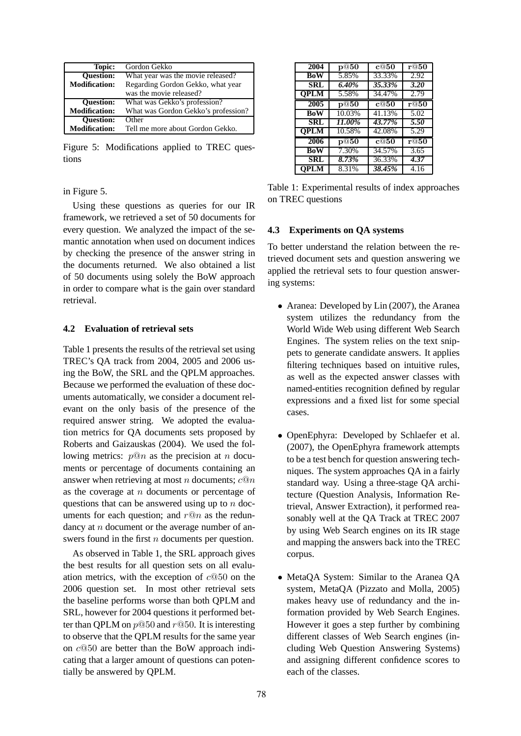| Topic: | Gordon Gekko |
|---|---|
| **Question:** | What year was the movie released? |
| **Modification:** | Regarding Gordon Gekko, what year was the movie released? |
| **Question:** | What was Gekko's profession? |
| **Modification:** | What was Gordon Gekko's profession? |
| **Question:** | Other |
| **Modification:** | Tell me more about Gordon Gekko. |

Figure 5: Modifications applied to TREC questions

in Figure 5.

Using these questions as queries for our IR framework, we retrieved a set of 50 documents for every question. We analyzed the impact of the semantic annotation when used on document indices by checking the presence of the answer string in the documents returned. We also obtained a list of 50 documents using solely the BoW approach in order to compare what is the gain over standard retrieval.

### 4.2 Evaluation of retrieval sets

Table 1 presents the results of the retrieval set using TREC's QA track from 2004, 2005 and 2006 using the BoW, the SRL and the QPLM approaches. Because we performed the evaluation of these documents automatically, we consider a document relevant on the only basis of the presence of the required answer string. We adopted the evaluation metrics for QA documents sets proposed by Roberts and Gaizauskas (2004). We used the following metrics: $p@n$ as the precision at $n$ documents or percentage of documents containing an answer when retrieving at most $n$ documents; $c@n$ as the coverage at $n$ documents or percentage of questions that can be answered using up to $n$ documents for each question; and $r@n$ as the redundancy at $n$ document or the average number of answers found in the first $n$ documents per question.

As observed in Table 1, the SRL approach gives the best results for all question sets on all evaluation metrics, with the exception of $c@50$ on the 2006 question set. In most other retrieval sets the baseline performs worse than both QPLM and SRL, however for 2004 questions it performed better than QPLM on $p@50$ and $r@50$. It is interesting to observe that the QPLM results for the same year on $c@50$ are better than the BoW approach indicating that a larger amount of questions can potentially be answered by QPLM.

| 2004 | $\mathbf{p@50}$ | $\mathbf{c@50}$ | $\mathbf{r@50}$ |
|---|---|---|---|
| **BoW** | 5.85% | 33.33% | 2.92 |
| **SRL** | ***6.40%*** | ***35.33%*** | ***3.20*** |
| **QPLM** | 5.58% | 34.47% | 2.79 |
| **2005** | $\mathbf{p@50}$ | $\mathbf{c@50}$ | $\mathbf{r@50}$ |
| **BoW** | 10.03% | 41.13% | 5.02 |
| **SRL** | ***11.00%*** | ***43.77%*** | ***5.50*** |
| **QPLM** | 10.58% | 42.08% | 5.29 |
| **2006** | $\mathbf{p@50}$ | $\mathbf{c@50}$ | $\mathbf{r@50}$ |
| **BoW** | 7.30% | 34.57% | 3.65 |
| **SRL** | ***8.73%*** | 36.33% | ***4.37*** |
| **QPLM** | 8.31% | ***38.45%*** | 4.16 |

Table 1: Experimental results of index approaches on TREC questions

### 4.3 Experiments on QA systems

To better understand the relation between the retrieved document sets and question answering we applied the retrieval sets to four question answering systems:

- Aranea: Developed by Lin (2007), the Aranea system utilizes the redundancy from the World Wide Web using different Web Search Engines. The system relies on the text snippets to generate candidate answers. It applies filtering techniques based on intuitive rules, as well as the expected answer classes with named-entities recognition defined by regular expressions and a fixed list for some special cases.
- OpenEphyra: Developed by Schlaefer et al. (2007), the OpenEphyra framework attempts to be a test bench for question answering techniques. The system approaches QA in a fairly standard way. Using a three-stage QA architecture (Question Analysis, Information Retrieval, Answer Extraction), it performed reasonably well at the QA Track at TREC 2007 by using Web Search engines on its IR stage and mapping the answers back into the TREC corpus.
- MetaQA System: Similar to the Aranea QA system, MetaQA (Pizzato and Molla, 2005) makes heavy use of redundancy and the information provided by Web Search Engines. However it goes a step further by combining different classes of Web Search engines (including Web Question Answering Systems) and assigning different confidence scores to each of the classes.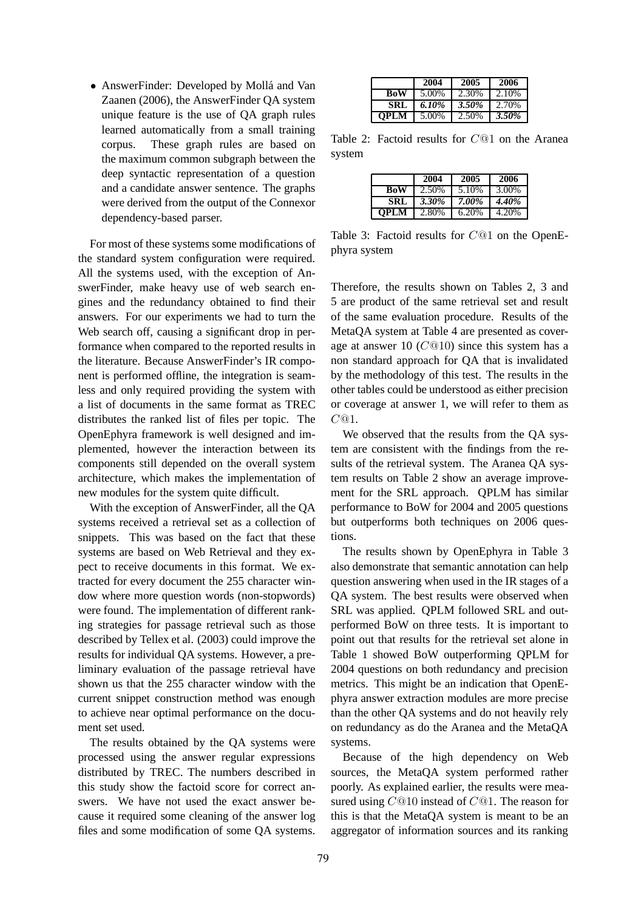- AnswerFinder: Developed by Mollá and Van Zaanen (2006), the AnswerFinder QA system unique feature is the use of QA graph rules learned automatically from a small training corpus. These graph rules are based on the maximum common subgraph between the deep syntactic representation of a question and a candidate answer sentence. The graphs were derived from the output of the Connexor dependency-based parser.

For most of these systems some modifications of the standard system configuration were required. All the systems used, with the exception of AnswerFinder, make heavy use of web search engines and the redundancy obtained to find their answers. For our experiments we had to turn the Web search off, causing a significant drop in performance when compared to the reported results in the literature. Because AnswerFinder's IR component is performed offline, the integration is seamless and only required providing the system with a list of documents in the same format as TREC distributes the ranked list of files per topic. The OpenEphyra framework is well designed and implemented, however the interaction between its components still depended on the overall system architecture, which makes the implementation of new modules for the system quite difficult.

With the exception of AnswerFinder, all the QA systems received a retrieval set as a collection of snippets. This was based on the fact that these systems are based on Web Retrieval and they expect to receive documents in this format. We extracted for every document the 255 character window where more question words (non-stopwords) were found. The implementation of different ranking strategies for passage retrieval such as those described by Tellex et al. (2003) could improve the results for individual QA systems. However, a preliminary evaluation of the passage retrieval have shown us that the 255 character window with the current snippet construction method was enough to achieve near optimal performance on the document set used.

The results obtained by the QA systems were processed using the answer regular expressions distributed by TREC. The numbers described in this study show the factoid score for correct answers. We have not used the exact answer because it required some cleaning of the answer log files and some modification of some QA systems.

| | 2004 | 2005 | 2006 |
|---|---|---|---|
| **BoW** | 5.00% | 2.30% | 2.10% |
| **SRL** | ***6.10%*** | ***3.50%*** | 2.70% |
| **QPLM** | 5.00% | 2.50% | ***3.50%*** |

Table 2: Factoid results for $C@1$ on the Aranea system

| | 2004 | 2005 | 2006 |
|---|---|---|---|
| **BoW** | 2.50% | 5.10% | 3.00% |
| **SRL** | ***3.30%*** | ***7.00%*** | ***4.40%*** |
| **QPLM** | 2.80% | 6.20% | 4.20% |

Table 3: Factoid results for $C@1$ on the OpenEphyra system

Therefore, the results shown on Tables 2, 3 and 5 are product of the same retrieval set and result of the same evaluation procedure. Results of the MetaQA system at Table 4 are presented as coverage at answer 10 ($C@10$) since this system has a non standard approach for QA that is invalidated by the methodology of this test. The results in the other tables could be understood as either precision or coverage at answer 1, we will refer to them as $C@1$.

We observed that the results from the QA system are consistent with the findings from the results of the retrieval system. The Aranea QA system results on Table 2 show an average improvement for the SRL approach. QPLM has similar performance to BoW for 2004 and 2005 questions but outperforms both techniques on 2006 questions.

The results shown by OpenEphyra in Table 3 also demonstrate that semantic annotation can help question answering when used in the IR stages of a QA system. The best results were observed when SRL was applied. QPLM followed SRL and outperformed BoW on three tests. It is important to point out that results for the retrieval set alone in Table 1 showed BoW outperforming QPLM for 2004 questions on both redundancy and precision metrics. This might be an indication that OpenEphyra answer extraction modules are more precise than the other QA systems and do not heavily rely on redundancy as do the Aranea and the MetaQA systems.

Because of the high dependency on Web sources, the MetaQA system performed rather poorly. As explained earlier, the results were measured using $C@10$ instead of $C@1$. The reason for this is that the MetaQA system is meant to be an aggregator of information sources and its ranking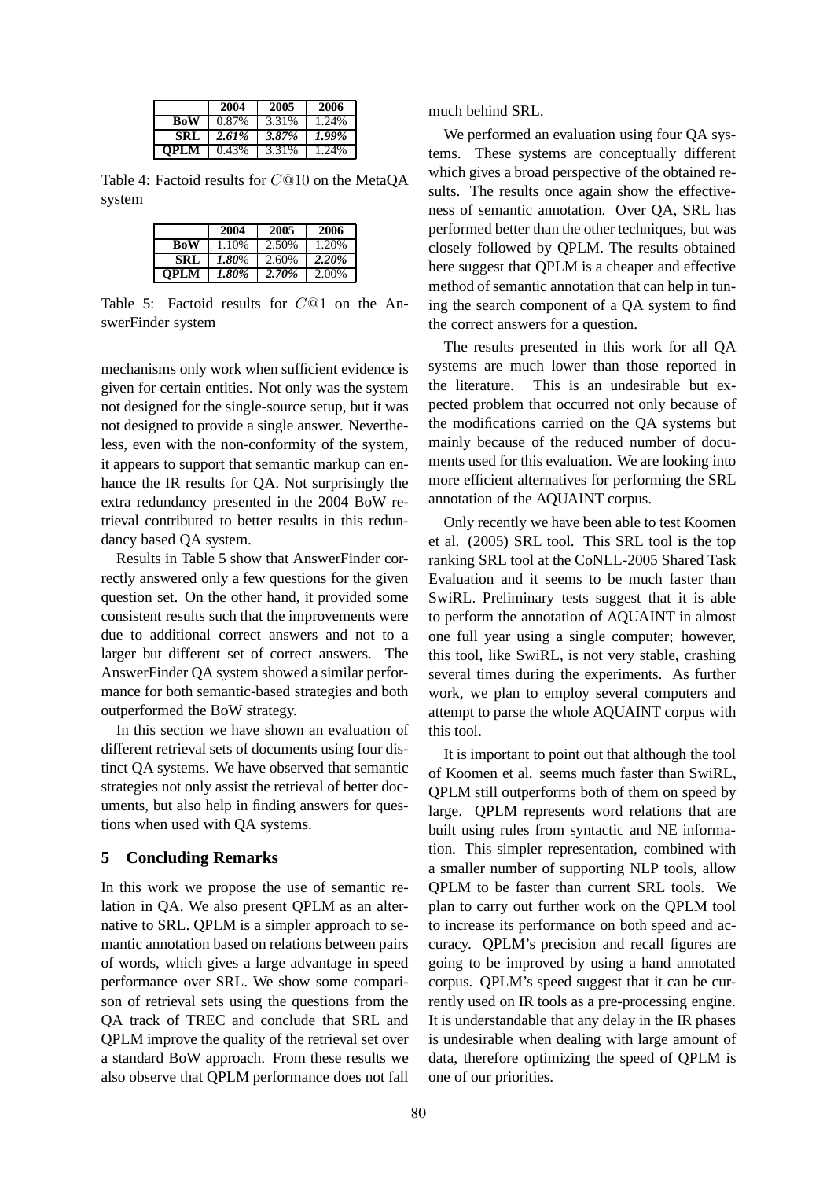|  | 2004 | 2005 | 2006 |
|---|---|---|---|
| **BoW** | 0.87% | 3.31% | 1.24% |
| **SRL** | ***2.61%*** | ***3.87%*** | ***1.99%*** |
| **QPLM** | 0.43% | 3.31% | 1.24% |

Table 4: Factoid results for $C@10$ on the MetaQA system

|  | 2004 | 2005 | 2006 |
|---|---|---|---|
| **BoW** | 1.10% | 2.50% | 1.20% |
| **SRL** | ***1.80***% | 2.60% | ***2.20%*** |
| **QPLM** | ***1.80%*** | ***2.70%*** | 2.00% |

Table 5: Factoid results for $C@1$ on the AnswerFinder system

mechanisms only work when sufficient evidence is given for certain entities. Not only was the system not designed for the single-source setup, but it was not designed to provide a single answer. Nevertheless, even with the non-conformity of the system, it appears to support that semantic markup can enhance the IR results for QA. Not surprisingly the extra redundancy presented in the 2004 BoW retrieval contributed to better results in this redundancy based QA system.

Results in Table 5 show that AnswerFinder correctly answered only a few questions for the given question set. On the other hand, it provided some consistent results such that the improvements were due to additional correct answers and not to a larger but different set of correct answers. The AnswerFinder QA system showed a similar performance for both semantic-based strategies and both outperformed the BoW strategy.

In this section we have shown an evaluation of different retrieval sets of documents using four distinct QA systems. We have observed that semantic strategies not only assist the retrieval of better documents, but also help in finding answers for questions when used with QA systems.

## 5 Concluding Remarks

In this work we propose the use of semantic relation in QA. We also present QPLM as an alternative to SRL. QPLM is a simpler approach to semantic annotation based on relations between pairs of words, which gives a large advantage in speed performance over SRL. We show some comparison of retrieval sets using the questions from the QA track of TREC and conclude that SRL and QPLM improve the quality of the retrieval set over a standard BoW approach. From these results we also observe that QPLM performance does not fall much behind SRL.

We performed an evaluation using four QA systems. These systems are conceptually different which gives a broad perspective of the obtained results. The results once again show the effectiveness of semantic annotation. Over QA, SRL has performed better than the other techniques, but was closely followed by QPLM. The results obtained here suggest that QPLM is a cheaper and effective method of semantic annotation that can help in tuning the search component of a QA system to find the correct answers for a question.

The results presented in this work for all QA systems are much lower than those reported in the literature. This is an undesirable but expected problem that occurred not only because of the modifications carried on the QA systems but mainly because of the reduced number of documents used for this evaluation. We are looking into more efficient alternatives for performing the SRL annotation of the AQUAINT corpus.

Only recently we have been able to test Koomen et al. (2005) SRL tool. This SRL tool is the top ranking SRL tool at the CoNLL-2005 Shared Task Evaluation and it seems to be much faster than SwiRL. Preliminary tests suggest that it is able to perform the annotation of AQUAINT in almost one full year using a single computer; however, this tool, like SwiRL, is not very stable, crashing several times during the experiments. As further work, we plan to employ several computers and attempt to parse the whole AQUAINT corpus with this tool.

It is important to point out that although the tool of Koomen et al. seems much faster than SwiRL, QPLM still outperforms both of them on speed by large. QPLM represents word relations that are built using rules from syntactic and NE information. This simpler representation, combined with a smaller number of supporting NLP tools, allow QPLM to be faster than current SRL tools. We plan to carry out further work on the QPLM tool to increase its performance on both speed and accuracy. QPLM's precision and recall figures are going to be improved by using a hand annotated corpus. QPLM's speed suggest that it can be currently used on IR tools as a pre-processing engine. It is understandable that any delay in the IR phases is undesirable when dealing with large amount of data, therefore optimizing the speed of QPLM is one of our priorities.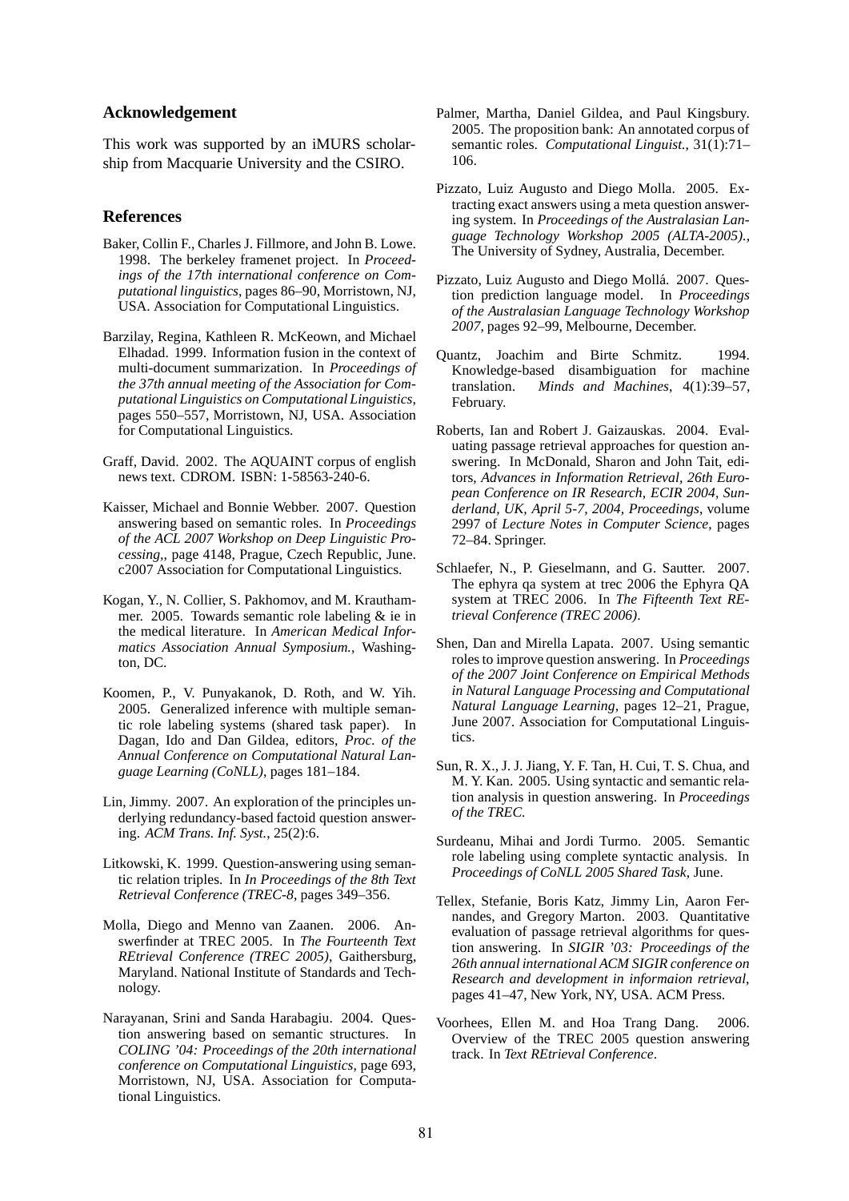## Acknowledgement

This work was supported by an iMURS scholarship from Macquarie University and the CSIRO.

## References

Baker, Collin F., Charles J. Fillmore, and John B. Lowe. 1998. The berkeley framenet project. In *Proceedings of the 17th international conference on Computational linguistics*, pages 86–90, Morristown, NJ, USA. Association for Computational Linguistics.

Barzilay, Regina, Kathleen R. McKeown, and Michael Elhadad. 1999. Information fusion in the context of multi-document summarization. In *Proceedings of the 37th annual meeting of the Association for Computational Linguistics on Computational Linguistics*, pages 550–557, Morristown, NJ, USA. Association for Computational Linguistics.

Graff, David. 2002. The AQUAINT corpus of english news text. CDROM. ISBN: 1-58563-240-6.

Kaisser, Michael and Bonnie Webber. 2007. Question answering based on semantic roles. In *Proceedings of the ACL 2007 Workshop on Deep Linguistic Processing*,, page 4148, Prague, Czech Republic, June. c2007 Association for Computational Linguistics.

Kogan, Y., N. Collier, S. Pakhomov, and M. Krauthammer. 2005. Towards semantic role labeling & ie in the medical literature. In *American Medical Informatics Association Annual Symposium.*, Washington, DC.

Koomen, P., V. Punyakanok, D. Roth, and W. Yih. 2005. Generalized inference with multiple semantic role labeling systems (shared task paper). In Dagan, Ido and Dan Gildea, editors, *Proc. of the Annual Conference on Computational Natural Language Learning (CoNLL)*, pages 181–184.

Lin, Jimmy. 2007. An exploration of the principles underlying redundancy-based factoid question answering. *ACM Trans. Inf. Syst.*, 25(2):6.

Litkowski, K. 1999. Question-answering using semantic relation triples. In *In Proceedings of the 8th Text Retrieval Conference (TREC-8*, pages 349–356.

Molla, Diego and Menno van Zaanen. 2006. Answerfinder at TREC 2005. In *The Fourteenth Text REtrieval Conference (TREC 2005)*, Gaithersburg, Maryland. National Institute of Standards and Technology.

Narayanan, Srini and Sanda Harabagiu. 2004. Question answering based on semantic structures. In *COLING '04: Proceedings of the 20th international conference on Computational Linguistics*, page 693, Morristown, NJ, USA. Association for Computational Linguistics.

Palmer, Martha, Daniel Gildea, and Paul Kingsbury. 2005. The proposition bank: An annotated corpus of semantic roles. *Computational Linguist.*, 31(1):71–106.

Pizzato, Luiz Augusto and Diego Molla. 2005. Extracting exact answers using a meta question answering system. In *Proceedings of the Australasian Language Technology Workshop 2005 (ALTA-2005).*, The University of Sydney, Australia, December.

Pizzato, Luiz Augusto and Diego Mollá. 2007. Question prediction language model. In *Proceedings of the Australasian Language Technology Workshop 2007*, pages 92–99, Melbourne, December.

Quantz, Joachim and Birte Schmitz. 1994. Knowledge-based disambiguation for machine translation. *Minds and Machines*, 4(1):39–57, February.

Roberts, Ian and Robert J. Gaizauskas. 2004. Evaluating passage retrieval approaches for question answering. In McDonald, Sharon and John Tait, editors, *Advances in Information Retrieval, 26th European Conference on IR Research, ECIR 2004, Sunderland, UK, April 5-7, 2004, Proceedings*, volume 2997 of *Lecture Notes in Computer Science*, pages 72–84. Springer.

Schlaefer, N., P. Gieselmann, and G. Sautter. 2007. The ephyra qa system at trec 2006 the Ephyra QA system at TREC 2006. In *The Fifteenth Text REtrieval Conference (TREC 2006)*.

Shen, Dan and Mirella Lapata. 2007. Using semantic roles to improve question answering. In *Proceedings of the 2007 Joint Conference on Empirical Methods in Natural Language Processing and Computational Natural Language Learning*, pages 12–21, Prague, June 2007. Association for Computational Linguistics.

Sun, R. X., J. J. Jiang, Y. F. Tan, H. Cui, T. S. Chua, and M. Y. Kan. 2005. Using syntactic and semantic relation analysis in question answering. In *Proceedings of the TREC*.

Surdeanu, Mihai and Jordi Turmo. 2005. Semantic role labeling using complete syntactic analysis. In *Proceedings of CoNLL 2005 Shared Task*, June.

Tellex, Stefanie, Boris Katz, Jimmy Lin, Aaron Fernandes, and Gregory Marton. 2003. Quantitative evaluation of passage retrieval algorithms for question answering. In *SIGIR '03: Proceedings of the 26th annual international ACM SIGIR conference on Research and development in informaion retrieval*, pages 41–47, New York, NY, USA. ACM Press.

Voorhees, Ellen M. and Hoa Trang Dang. 2006. Overview of the TREC 2005 question answering track. In *Text REtrieval Conference*.